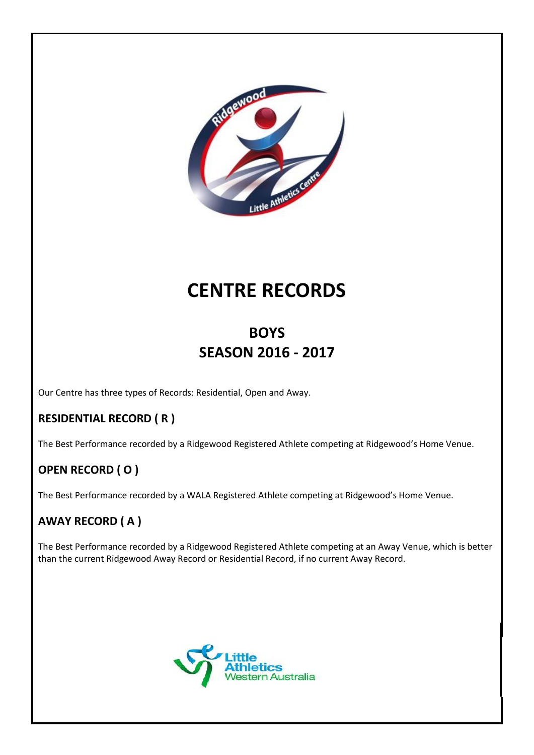# CENTRE RECORDS

## BOYS
## SEASON 2016 - 2017

Our Centre has three types of Records: Residential, Open and Away.

### RESIDENTIAL RECORD ( R )

The Best Performance recorded by a Ridgewood Registered Athlete competing at Ridgewood's Home Venue.

### OPEN RECORD ( O )

The Best Performance recorded by a WALA Registered Athlete competing at Ridgewood's Home Venue.

### AWAY RECORD ( A )

The Best Performance recorded by a Ridgewood Registered Athlete competing at an Away Venue, which is better than the current Ridgewood Away Record or Residential Record, if no current Away Record.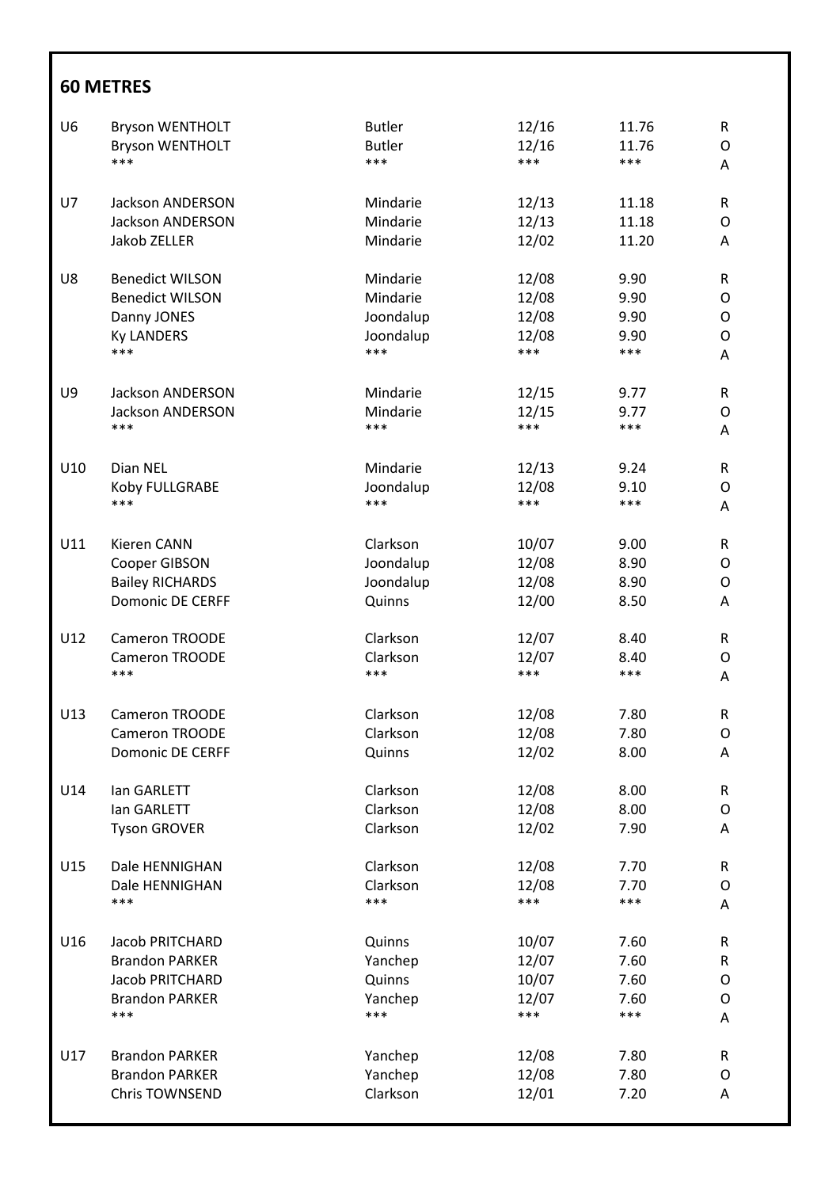## 60 METRES

| | | | | | |
|---|---|---|---|---|---|
| U6 | Bryson WENTHOLT | Butler | 12/16 | 11.76 | R |
| | Bryson WENTHOLT | Butler | 12/16 | 11.76 | O |
| | *** | *** | *** | *** | A |
| U7 | Jackson ANDERSON | Mindarie | 12/13 | 11.18 | R |
| | Jackson ANDERSON | Mindarie | 12/13 | 11.18 | O |
| | Jakob ZELLER | Mindarie | 12/02 | 11.20 | A |
| U8 | Benedict WILSON | Mindarie | 12/08 | 9.90 | R |
| | Benedict WILSON | Mindarie | 12/08 | 9.90 | O |
| | Danny JONES | Joondalup | 12/08 | 9.90 | O |
| | Ky LANDERS | Joondalup | 12/08 | 9.90 | O |
| | *** | *** | *** | *** | A |
| U9 | Jackson ANDERSON | Mindarie | 12/15 | 9.77 | R |
| | Jackson ANDERSON | Mindarie | 12/15 | 9.77 | O |
| | *** | *** | *** | *** | A |
| U10 | Dian NEL | Mindarie | 12/13 | 9.24 | R |
| | Koby FULLGRABE | Joondalup | 12/08 | 9.10 | O |
| | *** | *** | *** | *** | A |
| U11 | Kieren CANN | Clarkson | 10/07 | 9.00 | R |
| | Cooper GIBSON | Joondalup | 12/08 | 8.90 | O |
| | Bailey RICHARDS | Joondalup | 12/08 | 8.90 | O |
| | Domonic DE CERFF | Quinns | 12/00 | 8.50 | A |
| U12 | Cameron TROODE | Clarkson | 12/07 | 8.40 | R |
| | Cameron TROODE | Clarkson | 12/07 | 8.40 | O |
| | *** | *** | *** | *** | A |
| U13 | Cameron TROODE | Clarkson | 12/08 | 7.80 | R |
| | Cameron TROODE | Clarkson | 12/08 | 7.80 | O |
| | Domonic DE CERFF | Quinns | 12/02 | 8.00 | A |
| U14 | Ian GARLETT | Clarkson | 12/08 | 8.00 | R |
| | Ian GARLETT | Clarkson | 12/08 | 8.00 | O |
| | Tyson GROVER | Clarkson | 12/02 | 7.90 | A |
| U15 | Dale HENNIGHAN | Clarkson | 12/08 | 7.70 | R |
| | Dale HENNIGHAN | Clarkson | 12/08 | 7.70 | O |
| | *** | *** | *** | *** | A |
| U16 | Jacob PRITCHARD | Quinns | 10/07 | 7.60 | R |
| | Brandon PARKER | Yanchep | 12/07 | 7.60 | R |
| | Jacob PRITCHARD | Quinns | 10/07 | 7.60 | O |
| | Brandon PARKER | Yanchep | 12/07 | 7.60 | O |
| | *** | *** | *** | *** | A |
| U17 | Brandon PARKER | Yanchep | 12/08 | 7.80 | R |
| | Brandon PARKER | Yanchep | 12/08 | 7.80 | O |
| | Chris TOWNSEND | Clarkson | 12/01 | 7.20 | A |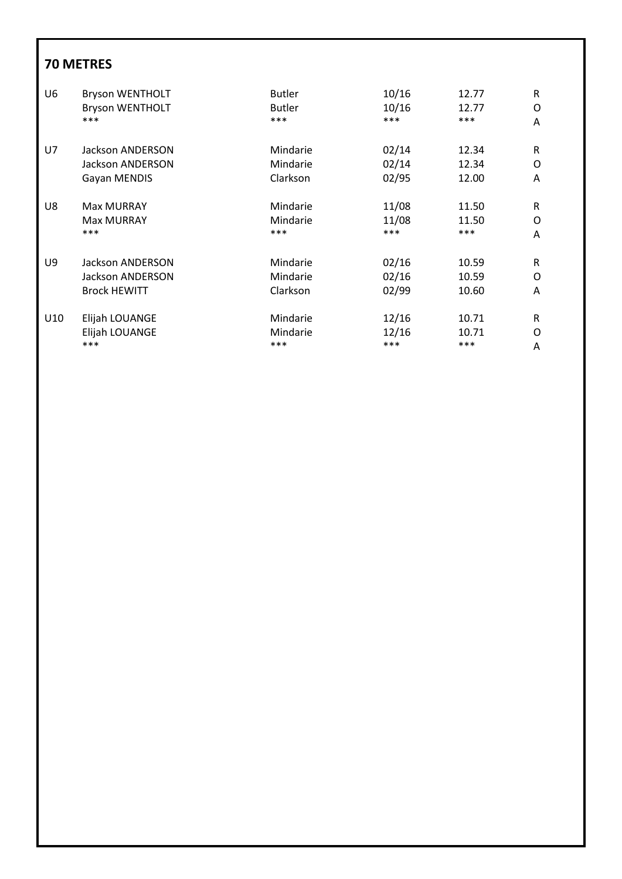## 70 METRES

| | | | | | |
|---|---|---|---|---|---|
| U6 | Bryson WENTHOLT | Butler | 10/16 | 12.77 | R |
| | Bryson WENTHOLT | Butler | 10/16 | 12.77 | O |
| | *** | *** | *** | *** | A |
| U7 | Jackson ANDERSON | Mindarie | 02/14 | 12.34 | R |
| | Jackson ANDERSON | Mindarie | 02/14 | 12.34 | O |
| | Gayan MENDIS | Clarkson | 02/95 | 12.00 | A |
| U8 | Max MURRAY | Mindarie | 11/08 | 11.50 | R |
| | Max MURRAY | Mindarie | 11/08 | 11.50 | O |
| | *** | *** | *** | *** | A |
| U9 | Jackson ANDERSON | Mindarie | 02/16 | 10.59 | R |
| | Jackson ANDERSON | Mindarie | 02/16 | 10.59 | O |
| | Brock HEWITT | Clarkson | 02/99 | 10.60 | A |
| U10 | Elijah LOUANGE | Mindarie | 12/16 | 10.71 | R |
| | Elijah LOUANGE | Mindarie | 12/16 | 10.71 | O |
| | *** | *** | *** | *** | A |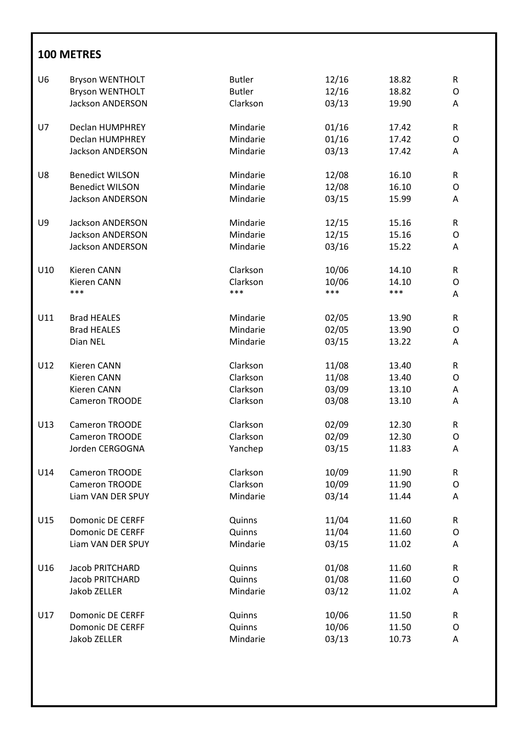## 100 METRES

| | | | | | |
|---|---|---|---|---|---|
| U6 | Bryson WENTHOLT | Butler | 12/16 | 18.82 | R |
| | Bryson WENTHOLT | Butler | 12/16 | 18.82 | O |
| | Jackson ANDERSON | Clarkson | 03/13 | 19.90 | A |
| U7 | Declan HUMPHREY | Mindarie | 01/16 | 17.42 | R |
| | Declan HUMPHREY | Mindarie | 01/16 | 17.42 | O |
| | Jackson ANDERSON | Mindarie | 03/13 | 17.42 | A |
| U8 | Benedict WILSON | Mindarie | 12/08 | 16.10 | R |
| | Benedict WILSON | Mindarie | 12/08 | 16.10 | O |
| | Jackson ANDERSON | Mindarie | 03/15 | 15.99 | A |
| U9 | Jackson ANDERSON | Mindarie | 12/15 | 15.16 | R |
| | Jackson ANDERSON | Mindarie | 12/15 | 15.16 | O |
| | Jackson ANDERSON | Mindarie | 03/16 | 15.22 | A |
| U10 | Kieren CANN | Clarkson | 10/06 | 14.10 | R |
| | Kieren CANN | Clarkson | 10/06 | 14.10 | O |
| | *** | *** | *** | *** | A |
| U11 | Brad HEALES | Mindarie | 02/05 | 13.90 | R |
| | Brad HEALES | Mindarie | 02/05 | 13.90 | O |
| | Dian NEL | Mindarie | 03/15 | 13.22 | A |
| U12 | Kieren CANN | Clarkson | 11/08 | 13.40 | R |
| | Kieren CANN | Clarkson | 11/08 | 13.40 | O |
| | Kieren CANN | Clarkson | 03/09 | 13.10 | A |
| | Cameron TROODE | Clarkson | 03/08 | 13.10 | A |
| U13 | Cameron TROODE | Clarkson | 02/09 | 12.30 | R |
| | Cameron TROODE | Clarkson | 02/09 | 12.30 | O |
| | Jorden CERGOGNA | Yanchep | 03/15 | 11.83 | A |
| U14 | Cameron TROODE | Clarkson | 10/09 | 11.90 | R |
| | Cameron TROODE | Clarkson | 10/09 | 11.90 | O |
| | Liam VAN DER SPUY | Mindarie | 03/14 | 11.44 | A |
| U15 | Domonic DE CERFF | Quinns | 11/04 | 11.60 | R |
| | Domonic DE CERFF | Quinns | 11/04 | 11.60 | O |
| | Liam VAN DER SPUY | Mindarie | 03/15 | 11.02 | A |
| U16 | Jacob PRITCHARD | Quinns | 01/08 | 11.60 | R |
| | Jacob PRITCHARD | Quinns | 01/08 | 11.60 | O |
| | Jakob ZELLER | Mindarie | 03/12 | 11.02 | A |
| U17 | Domonic DE CERFF | Quinns | 10/06 | 11.50 | R |
| | Domonic DE CERFF | Quinns | 10/06 | 11.50 | O |
| | Jakob ZELLER | Mindarie | 03/13 | 10.73 | A |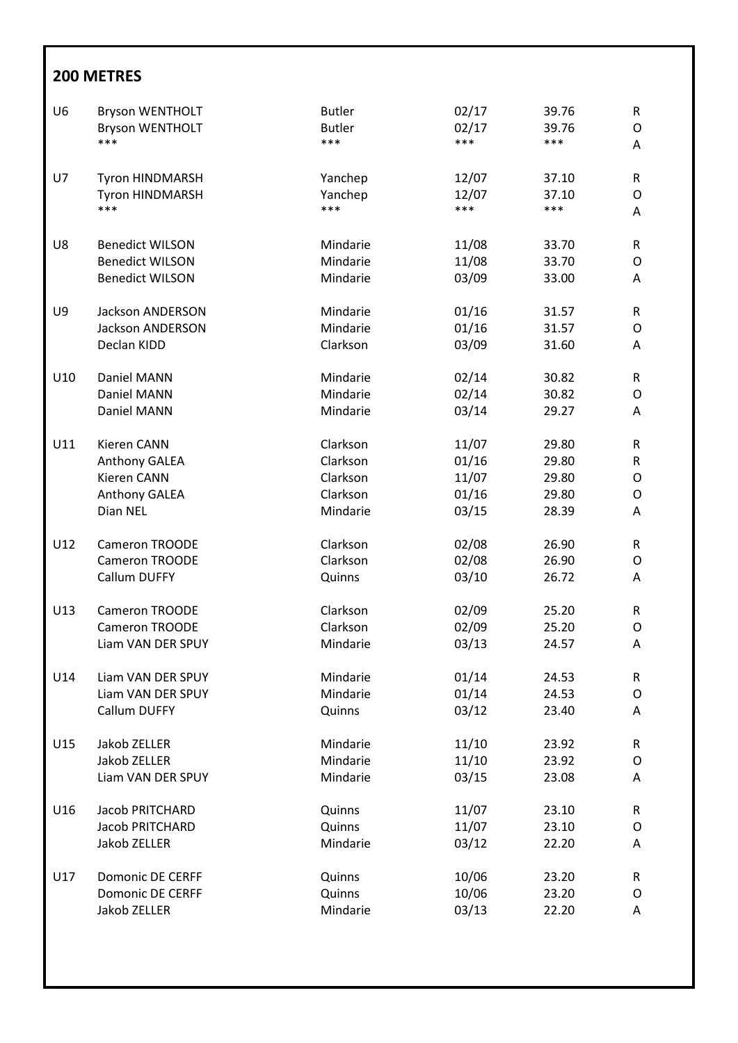## 200 METRES

| | | | | | |
|---|---|---|---|---|---|
| U6 | Bryson WENTHOLT | Butler | 02/17 | 39.76 | R |
| | Bryson WENTHOLT | Butler | 02/17 | 39.76 | O |
| | *** | *** | *** | *** | A |
| U7 | Tyron HINDMARSH | Yanchep | 12/07 | 37.10 | R |
| | Tyron HINDMARSH | Yanchep | 12/07 | 37.10 | O |
| | *** | *** | *** | *** | A |
| U8 | Benedict WILSON | Mindarie | 11/08 | 33.70 | R |
| | Benedict WILSON | Mindarie | 11/08 | 33.70 | O |
| | Benedict WILSON | Mindarie | 03/09 | 33.00 | A |
| U9 | Jackson ANDERSON | Mindarie | 01/16 | 31.57 | R |
| | Jackson ANDERSON | Mindarie | 01/16 | 31.57 | O |
| | Declan KIDD | Clarkson | 03/09 | 31.60 | A |
| U10 | Daniel MANN | Mindarie | 02/14 | 30.82 | R |
| | Daniel MANN | Mindarie | 02/14 | 30.82 | O |
| | Daniel MANN | Mindarie | 03/14 | 29.27 | A |
| U11 | Kieren CANN | Clarkson | 11/07 | 29.80 | R |
| | Anthony GALEA | Clarkson | 01/16 | 29.80 | R |
| | Kieren CANN | Clarkson | 11/07 | 29.80 | O |
| | Anthony GALEA | Clarkson | 01/16 | 29.80 | O |
| | Dian NEL | Mindarie | 03/15 | 28.39 | A |
| U12 | Cameron TROODE | Clarkson | 02/08 | 26.90 | R |
| | Cameron TROODE | Clarkson | 02/08 | 26.90 | O |
| | Callum DUFFY | Quinns | 03/10 | 26.72 | A |
| U13 | Cameron TROODE | Clarkson | 02/09 | 25.20 | R |
| | Cameron TROODE | Clarkson | 02/09 | 25.20 | O |
| | Liam VAN DER SPUY | Mindarie | 03/13 | 24.57 | A |
| U14 | Liam VAN DER SPUY | Mindarie | 01/14 | 24.53 | R |
| | Liam VAN DER SPUY | Mindarie | 01/14 | 24.53 | O |
| | Callum DUFFY | Quinns | 03/12 | 23.40 | A |
| U15 | Jakob ZELLER | Mindarie | 11/10 | 23.92 | R |
| | Jakob ZELLER | Mindarie | 11/10 | 23.92 | O |
| | Liam VAN DER SPUY | Mindarie | 03/15 | 23.08 | A |
| U16 | Jacob PRITCHARD | Quinns | 11/07 | 23.10 | R |
| | Jacob PRITCHARD | Quinns | 11/07 | 23.10 | O |
| | Jakob ZELLER | Mindarie | 03/12 | 22.20 | A |
| U17 | Domonic DE CERFF | Quinns | 10/06 | 23.20 | R |
| | Domonic DE CERFF | Quinns | 10/06 | 23.20 | O |
| | Jakob ZELLER | Mindarie | 03/13 | 22.20 | A |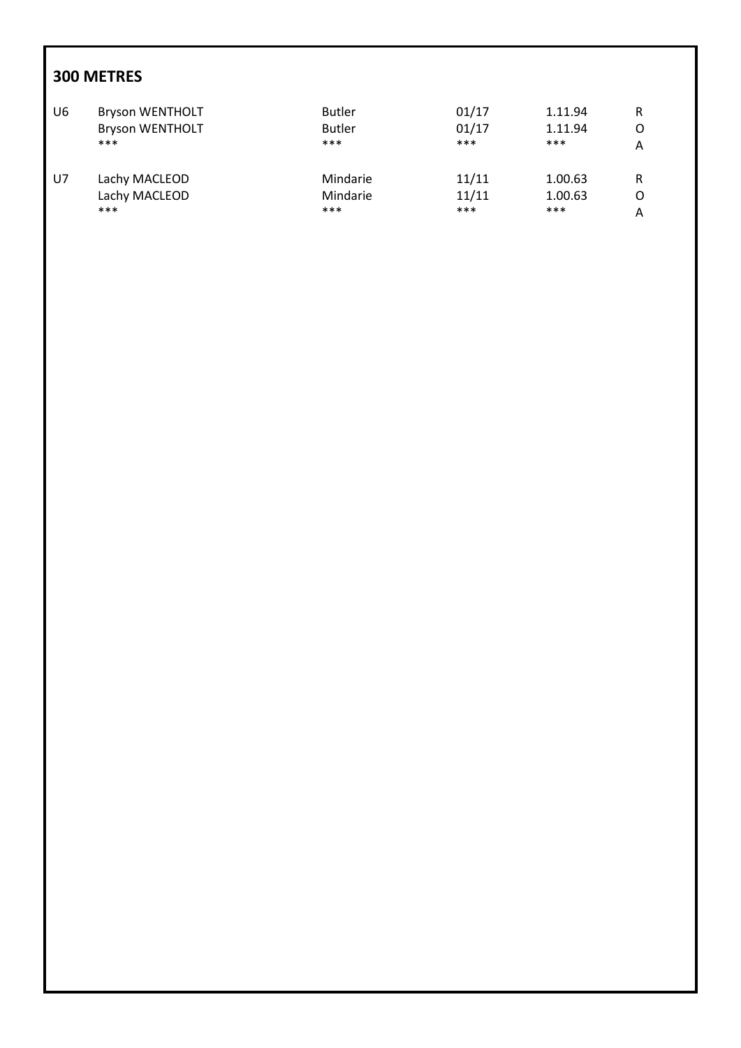## 300 METRES

| | | | | | |
|---|---|---|---|---|---|
| U6 | Bryson WENTHOLT | Butler | 01/17 | 1.11.94 | R |
| | Bryson WENTHOLT | Butler | 01/17 | 1.11.94 | O |
| | *** | *** | *** | *** | A |
| U7 | Lachy MACLEOD | Mindarie | 11/11 | 1.00.63 | R |
| | Lachy MACLEOD | Mindarie | 11/11 | 1.00.63 | O |
| | *** | *** | *** | *** | A |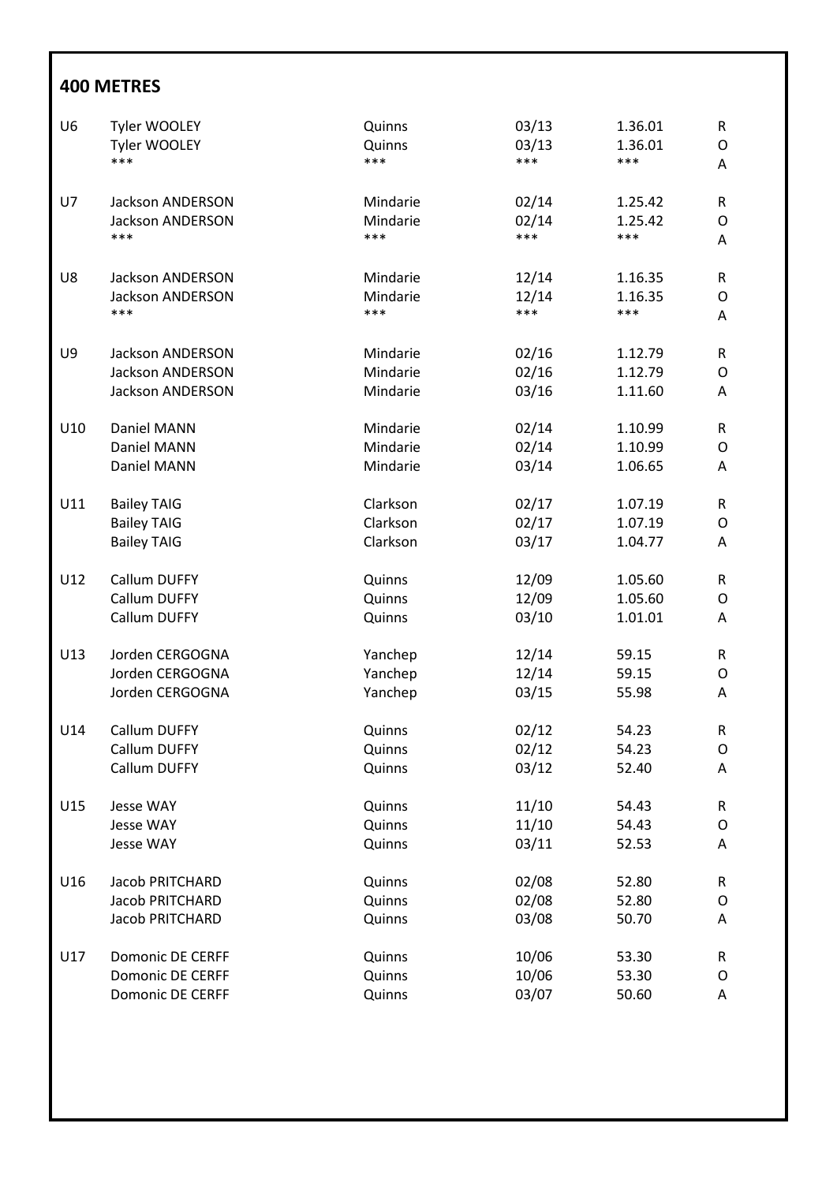## 400 METRES

| | | | | | |
|---|---|---|---|---|---|
| U6 | Tyler WOOLEY | Quinns | 03/13 | 1.36.01 | R |
| | Tyler WOOLEY | Quinns | 03/13 | 1.36.01 | O |
| | *** | *** | *** | *** | A |
| U7 | Jackson ANDERSON | Mindarie | 02/14 | 1.25.42 | R |
| | Jackson ANDERSON | Mindarie | 02/14 | 1.25.42 | O |
| | *** | *** | *** | *** | A |
| U8 | Jackson ANDERSON | Mindarie | 12/14 | 1.16.35 | R |
| | Jackson ANDERSON | Mindarie | 12/14 | 1.16.35 | O |
| | *** | *** | *** | *** | A |
| U9 | Jackson ANDERSON | Mindarie | 02/16 | 1.12.79 | R |
| | Jackson ANDERSON | Mindarie | 02/16 | 1.12.79 | O |
| | Jackson ANDERSON | Mindarie | 03/16 | 1.11.60 | A |
| U10 | Daniel MANN | Mindarie | 02/14 | 1.10.99 | R |
| | Daniel MANN | Mindarie | 02/14 | 1.10.99 | O |
| | Daniel MANN | Mindarie | 03/14 | 1.06.65 | A |
| U11 | Bailey TAIG | Clarkson | 02/17 | 1.07.19 | R |
| | Bailey TAIG | Clarkson | 02/17 | 1.07.19 | O |
| | Bailey TAIG | Clarkson | 03/17 | 1.04.77 | A |
| U12 | Callum DUFFY | Quinns | 12/09 | 1.05.60 | R |
| | Callum DUFFY | Quinns | 12/09 | 1.05.60 | O |
| | Callum DUFFY | Quinns | 03/10 | 1.01.01 | A |
| U13 | Jorden CERGOGNA | Yanchep | 12/14 | 59.15 | R |
| | Jorden CERGOGNA | Yanchep | 12/14 | 59.15 | O |
| | Jorden CERGOGNA | Yanchep | 03/15 | 55.98 | A |
| U14 | Callum DUFFY | Quinns | 02/12 | 54.23 | R |
| | Callum DUFFY | Quinns | 02/12 | 54.23 | O |
| | Callum DUFFY | Quinns | 03/12 | 52.40 | A |
| U15 | Jesse WAY | Quinns | 11/10 | 54.43 | R |
| | Jesse WAY | Quinns | 11/10 | 54.43 | O |
| | Jesse WAY | Quinns | 03/11 | 52.53 | A |
| U16 | Jacob PRITCHARD | Quinns | 02/08 | 52.80 | R |
| | Jacob PRITCHARD | Quinns | 02/08 | 52.80 | O |
| | Jacob PRITCHARD | Quinns | 03/08 | 50.70 | A |
| U17 | Domonic DE CERFF | Quinns | 10/06 | 53.30 | R |
| | Domonic DE CERFF | Quinns | 10/06 | 53.30 | O |
| | Domonic DE CERFF | Quinns | 03/07 | 50.60 | A |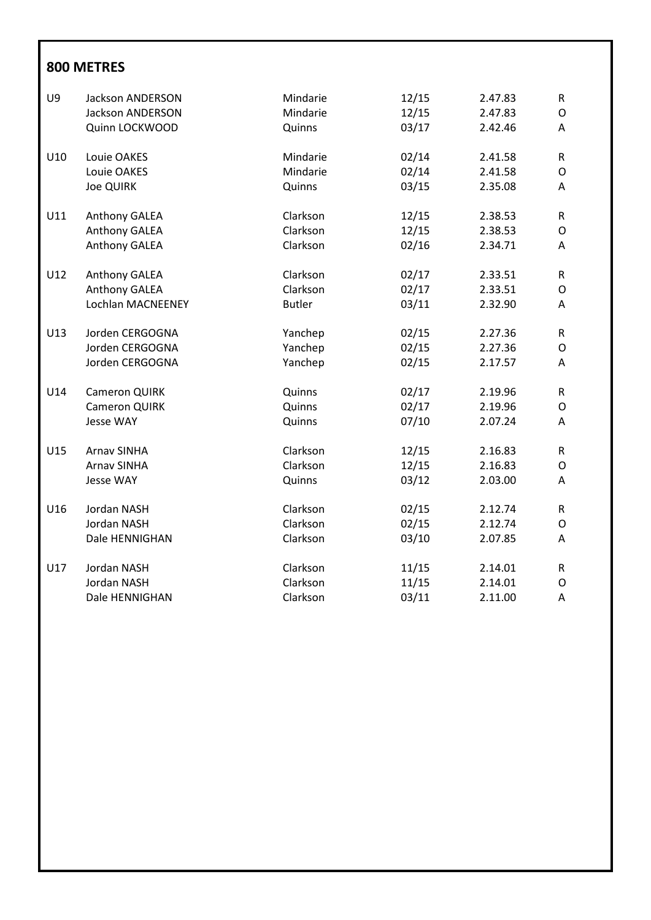## 800 METRES

| | | | | | |
|---|---|---|---|---|---|
| U9 | Jackson ANDERSON | Mindarie | 12/15 | 2.47.83 | R |
| | Jackson ANDERSON | Mindarie | 12/15 | 2.47.83 | O |
| | Quinn LOCKWOOD | Quinns | 03/17 | 2.42.46 | A |
| U10 | Louie OAKES | Mindarie | 02/14 | 2.41.58 | R |
| | Louie OAKES | Mindarie | 02/14 | 2.41.58 | O |
| | Joe QUIRK | Quinns | 03/15 | 2.35.08 | A |
| U11 | Anthony GALEA | Clarkson | 12/15 | 2.38.53 | R |
| | Anthony GALEA | Clarkson | 12/15 | 2.38.53 | O |
| | Anthony GALEA | Clarkson | 02/16 | 2.34.71 | A |
| U12 | Anthony GALEA | Clarkson | 02/17 | 2.33.51 | R |
| | Anthony GALEA | Clarkson | 02/17 | 2.33.51 | O |
| | Lochlan MACNEENEY | Butler | 03/11 | 2.32.90 | A |
| U13 | Jorden CERGOGNA | Yanchep | 02/15 | 2.27.36 | R |
| | Jorden CERGOGNA | Yanchep | 02/15 | 2.27.36 | O |
| | Jorden CERGOGNA | Yanchep | 02/15 | 2.17.57 | A |
| U14 | Cameron QUIRK | Quinns | 02/17 | 2.19.96 | R |
| | Cameron QUIRK | Quinns | 02/17 | 2.19.96 | O |
| | Jesse WAY | Quinns | 07/10 | 2.07.24 | A |
| U15 | Arnav SINHA | Clarkson | 12/15 | 2.16.83 | R |
| | Arnav SINHA | Clarkson | 12/15 | 2.16.83 | O |
| | Jesse WAY | Quinns | 03/12 | 2.03.00 | A |
| U16 | Jordan NASH | Clarkson | 02/15 | 2.12.74 | R |
| | Jordan NASH | Clarkson | 02/15 | 2.12.74 | O |
| | Dale HENNIGHAN | Clarkson | 03/10 | 2.07.85 | A |
| U17 | Jordan NASH | Clarkson | 11/15 | 2.14.01 | R |
| | Jordan NASH | Clarkson | 11/15 | 2.14.01 | O |
| | Dale HENNIGHAN | Clarkson | 03/11 | 2.11.00 | A |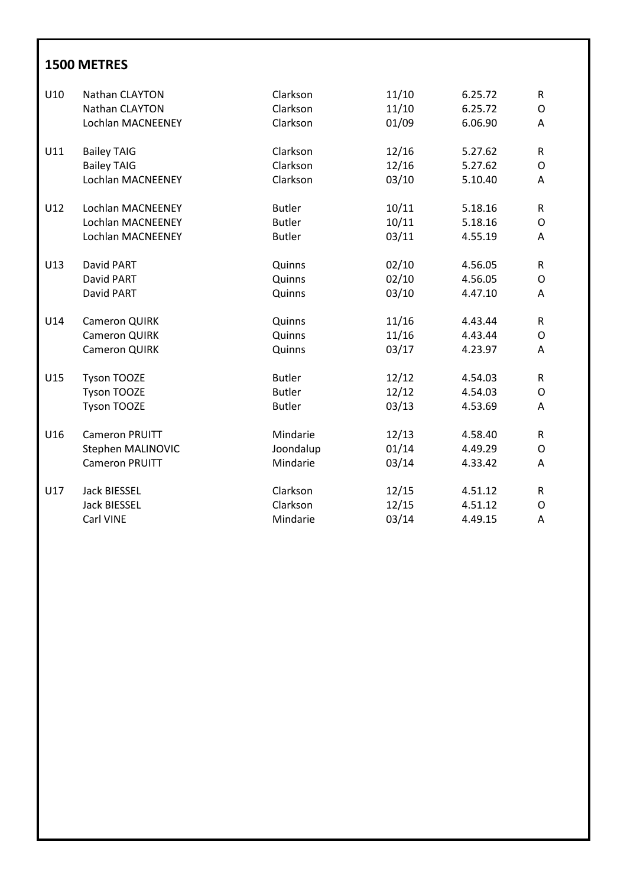## 1500 METRES

| | | | | | |
|---|---|---|---|---|---|
| U10 | Nathan CLAYTON | Clarkson | 11/10 | 6.25.72 | R |
| | Nathan CLAYTON | Clarkson | 11/10 | 6.25.72 | O |
| | Lochlan MACNEENEY | Clarkson | 01/09 | 6.06.90 | A |
| U11 | Bailey TAIG | Clarkson | 12/16 | 5.27.62 | R |
| | Bailey TAIG | Clarkson | 12/16 | 5.27.62 | O |
| | Lochlan MACNEENEY | Clarkson | 03/10 | 5.10.40 | A |
| U12 | Lochlan MACNEENEY | Butler | 10/11 | 5.18.16 | R |
| | Lochlan MACNEENEY | Butler | 10/11 | 5.18.16 | O |
| | Lochlan MACNEENEY | Butler | 03/11 | 4.55.19 | A |
| U13 | David PART | Quinns | 02/10 | 4.56.05 | R |
| | David PART | Quinns | 02/10 | 4.56.05 | O |
| | David PART | Quinns | 03/10 | 4.47.10 | A |
| U14 | Cameron QUIRK | Quinns | 11/16 | 4.43.44 | R |
| | Cameron QUIRK | Quinns | 11/16 | 4.43.44 | O |
| | Cameron QUIRK | Quinns | 03/17 | 4.23.97 | A |
| U15 | Tyson TOOZE | Butler | 12/12 | 4.54.03 | R |
| | Tyson TOOZE | Butler | 12/12 | 4.54.03 | O |
| | Tyson TOOZE | Butler | 03/13 | 4.53.69 | A |
| U16 | Cameron PRUITT | Mindarie | 12/13 | 4.58.40 | R |
| | Stephen MALINOVIC | Joondalup | 01/14 | 4.49.29 | O |
| | Cameron PRUITT | Mindarie | 03/14 | 4.33.42 | A |
| U17 | Jack BIESSEL | Clarkson | 12/15 | 4.51.12 | R |
| | Jack BIESSEL | Clarkson | 12/15 | 4.51.12 | O |
| | Carl VINE | Mindarie | 03/14 | 4.49.15 | A |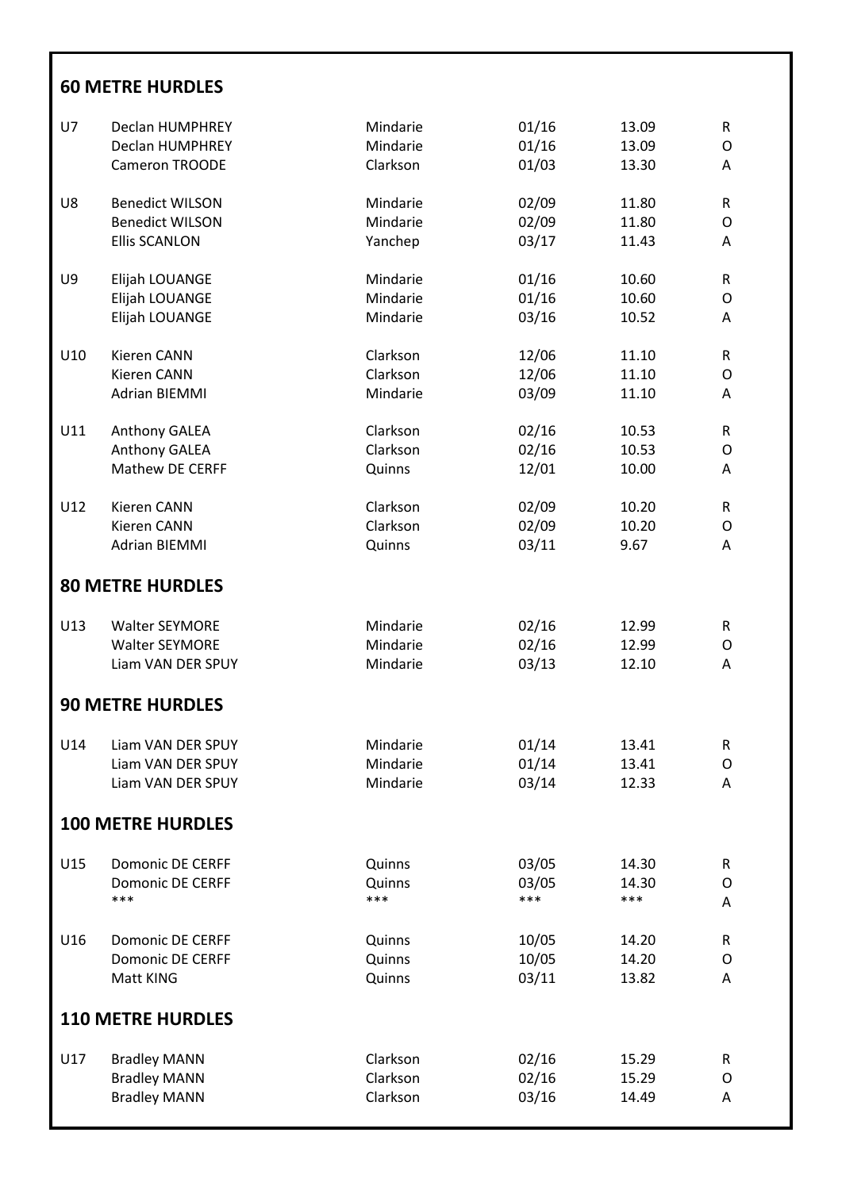## 60 METRE HURDLES

| | | | | | |
|---|---|---|---|---|---|
| U7 | Declan HUMPHREY | Mindarie | 01/16 | 13.09 | R |
| | Declan HUMPHREY | Mindarie | 01/16 | 13.09 | O |
| | Cameron TROODE | Clarkson | 01/03 | 13.30 | A |
| U8 | Benedict WILSON | Mindarie | 02/09 | 11.80 | R |
| | Benedict WILSON | Mindarie | 02/09 | 11.80 | O |
| | Ellis SCANLON | Yanchep | 03/17 | 11.43 | A |
| U9 | Elijah LOUANGE | Mindarie | 01/16 | 10.60 | R |
| | Elijah LOUANGE | Mindarie | 01/16 | 10.60 | O |
| | Elijah LOUANGE | Mindarie | 03/16 | 10.52 | A |
| U10 | Kieren CANN | Clarkson | 12/06 | 11.10 | R |
| | Kieren CANN | Clarkson | 12/06 | 11.10 | O |
| | Adrian BIEMMI | Mindarie | 03/09 | 11.10 | A |
| U11 | Anthony GALEA | Clarkson | 02/16 | 10.53 | R |
| | Anthony GALEA | Clarkson | 02/16 | 10.53 | O |
| | Mathew DE CERFF | Quinns | 12/01 | 10.00 | A |
| U12 | Kieren CANN | Clarkson | 02/09 | 10.20 | R |
| | Kieren CANN | Clarkson | 02/09 | 10.20 | O |
| | Adrian BIEMMI | Quinns | 03/11 | 9.67 | A |

## 80 METRE HURDLES

| | | | | | |
|---|---|---|---|---|---|
| U13 | Walter SEYMORE | Mindarie | 02/16 | 12.99 | R |
| | Walter SEYMORE | Mindarie | 02/16 | 12.99 | O |
| | Liam VAN DER SPUY | Mindarie | 03/13 | 12.10 | A |

## 90 METRE HURDLES

| | | | | | |
|---|---|---|---|---|---|
| U14 | Liam VAN DER SPUY | Mindarie | 01/14 | 13.41 | R |
| | Liam VAN DER SPUY | Mindarie | 01/14 | 13.41 | O |
| | Liam VAN DER SPUY | Mindarie | 03/14 | 12.33 | A |

## 100 METRE HURDLES

| | | | | | |
|---|---|---|---|---|---|
| U15 | Domonic DE CERFF | Quinns | 03/05 | 14.30 | R |
| | Domonic DE CERFF | Quinns | 03/05 | 14.30 | O |
| | *** | *** | *** | *** | A |
| U16 | Domonic DE CERFF | Quinns | 10/05 | 14.20 | R |
| | Domonic DE CERFF | Quinns | 10/05 | 14.20 | O |
| | Matt KING | Quinns | 03/11 | 13.82 | A |

## 110 METRE HURDLES

| | | | | | |
|---|---|---|---|---|---|
| U17 | Bradley MANN | Clarkson | 02/16 | 15.29 | R |
| | Bradley MANN | Clarkson | 02/16 | 15.29 | O |
| | Bradley MANN | Clarkson | 03/16 | 14.49 | A |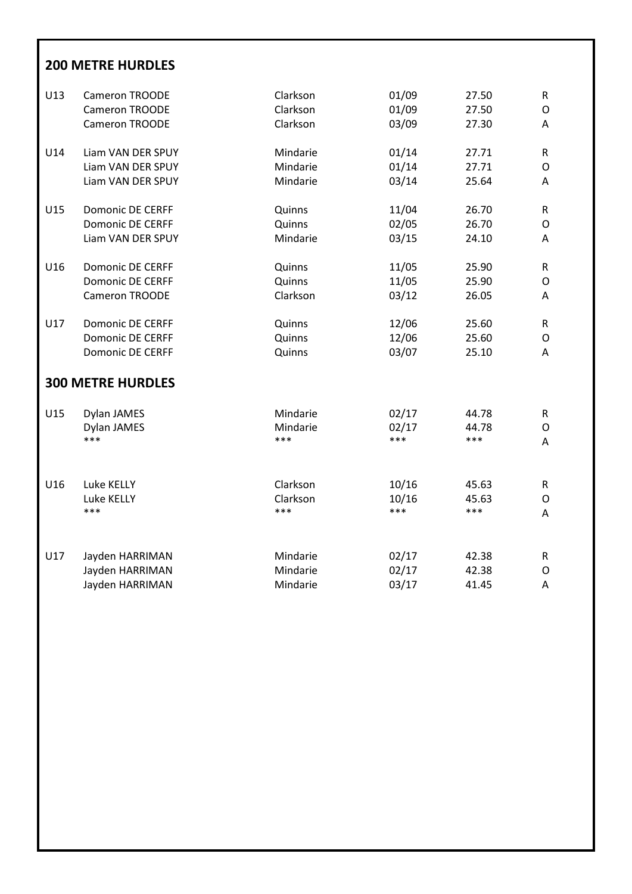## 200 METRE HURDLES

| | | | | | |
|---|---|---|---|---|---|
| U13 | Cameron TROODE | Clarkson | 01/09 | 27.50 | R |
| | Cameron TROODE | Clarkson | 01/09 | 27.50 | O |
| | Cameron TROODE | Clarkson | 03/09 | 27.30 | A |
| U14 | Liam VAN DER SPUY | Mindarie | 01/14 | 27.71 | R |
| | Liam VAN DER SPUY | Mindarie | 01/14 | 27.71 | O |
| | Liam VAN DER SPUY | Mindarie | 03/14 | 25.64 | A |
| U15 | Domonic DE CERFF | Quinns | 11/04 | 26.70 | R |
| | Domonic DE CERFF | Quinns | 02/05 | 26.70 | O |
| | Liam VAN DER SPUY | Mindarie | 03/15 | 24.10 | A |
| U16 | Domonic DE CERFF | Quinns | 11/05 | 25.90 | R |
| | Domonic DE CERFF | Quinns | 11/05 | 25.90 | O |
| | Cameron TROODE | Clarkson | 03/12 | 26.05 | A |
| U17 | Domonic DE CERFF | Quinns | 12/06 | 25.60 | R |
| | Domonic DE CERFF | Quinns | 12/06 | 25.60 | O |
| | Domonic DE CERFF | Quinns | 03/07 | 25.10 | A |

## 300 METRE HURDLES

| | | | | | |
|---|---|---|---|---|---|
| U15 | Dylan JAMES | Mindarie | 02/17 | 44.78 | R |
| | Dylan JAMES | Mindarie | 02/17 | 44.78 | O |
| | *** | *** | *** | *** | A |
| U16 | Luke KELLY | Clarkson | 10/16 | 45.63 | R |
| | Luke KELLY | Clarkson | 10/16 | 45.63 | O |
| | *** | *** | *** | *** | A |
| U17 | Jayden HARRIMAN | Mindarie | 02/17 | 42.38 | R |
| | Jayden HARRIMAN | Mindarie | 02/17 | 42.38 | O |
| | Jayden HARRIMAN | Mindarie | 03/17 | 41.45 | A |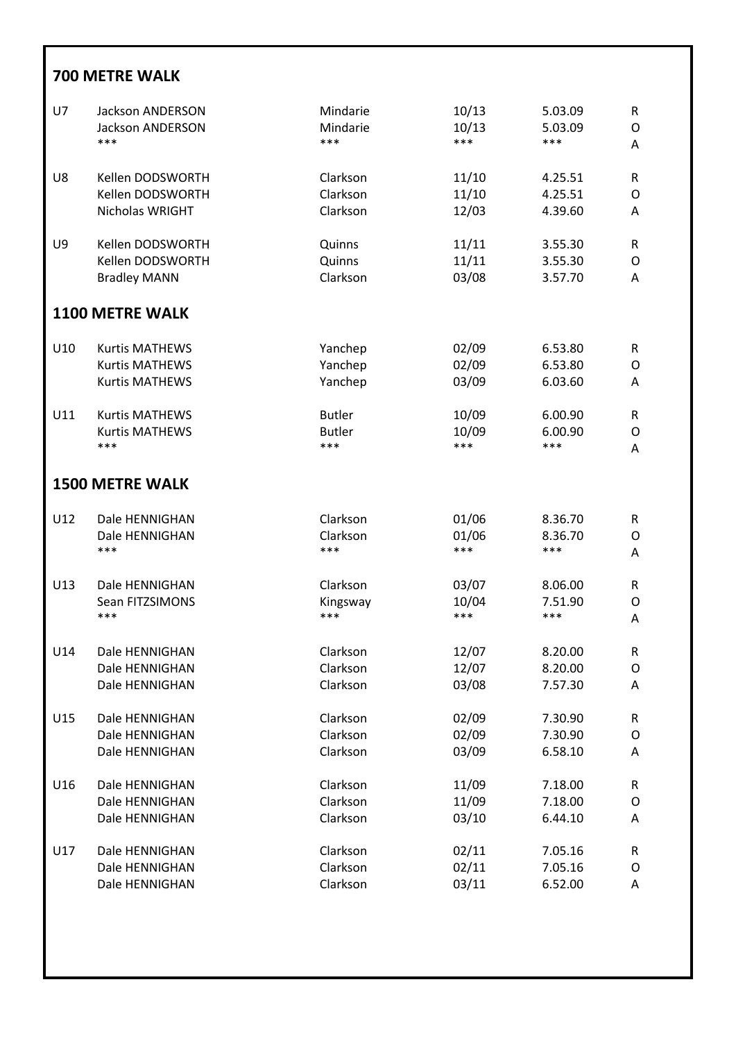## 700 METRE WALK

| | | | | | |
|---|---|---|---|---|---|
| U7 | Jackson ANDERSON | Mindarie | 10/13 | 5.03.09 | R |
| | Jackson ANDERSON | Mindarie | 10/13 | 5.03.09 | O |
| | *** | *** | *** | *** | A |
| U8 | Kellen DODSWORTH | Clarkson | 11/10 | 4.25.51 | R |
| | Kellen DODSWORTH | Clarkson | 11/10 | 4.25.51 | O |
| | Nicholas WRIGHT | Clarkson | 12/03 | 4.39.60 | A |
| U9 | Kellen DODSWORTH | Quinns | 11/11 | 3.55.30 | R |
| | Kellen DODSWORTH | Quinns | 11/11 | 3.55.30 | O |
| | Bradley MANN | Clarkson | 03/08 | 3.57.70 | A |

## 1100 METRE WALK

| | | | | | |
|---|---|---|---|---|---|
| U10 | Kurtis MATHEWS | Yanchep | 02/09 | 6.53.80 | R |
| | Kurtis MATHEWS | Yanchep | 02/09 | 6.53.80 | O |
| | Kurtis MATHEWS | Yanchep | 03/09 | 6.03.60 | A |
| U11 | Kurtis MATHEWS | Butler | 10/09 | 6.00.90 | R |
| | Kurtis MATHEWS | Butler | 10/09 | 6.00.90 | O |
| | *** | *** | *** | *** | A |

## 1500 METRE WALK

| | | | | | |
|---|---|---|---|---|---|
| U12 | Dale HENNIGHAN | Clarkson | 01/06 | 8.36.70 | R |
| | Dale HENNIGHAN | Clarkson | 01/06 | 8.36.70 | O |
| | *** | *** | *** | *** | A |
| U13 | Dale HENNIGHAN | Clarkson | 03/07 | 8.06.00 | R |
| | Sean FITZSIMONS | Kingsway | 10/04 | 7.51.90 | O |
| | *** | *** | *** | *** | A |
| U14 | Dale HENNIGHAN | Clarkson | 12/07 | 8.20.00 | R |
| | Dale HENNIGHAN | Clarkson | 12/07 | 8.20.00 | O |
| | Dale HENNIGHAN | Clarkson | 03/08 | 7.57.30 | A |
| U15 | Dale HENNIGHAN | Clarkson | 02/09 | 7.30.90 | R |
| | Dale HENNIGHAN | Clarkson | 02/09 | 7.30.90 | O |
| | Dale HENNIGHAN | Clarkson | 03/09 | 6.58.10 | A |
| U16 | Dale HENNIGHAN | Clarkson | 11/09 | 7.18.00 | R |
| | Dale HENNIGHAN | Clarkson | 11/09 | 7.18.00 | O |
| | Dale HENNIGHAN | Clarkson | 03/10 | 6.44.10 | A |
| U17 | Dale HENNIGHAN | Clarkson | 02/11 | 7.05.16 | R |
| | Dale HENNIGHAN | Clarkson | 02/11 | 7.05.16 | O |
| | Dale HENNIGHAN | Clarkson | 03/11 | 6.52.00 | A |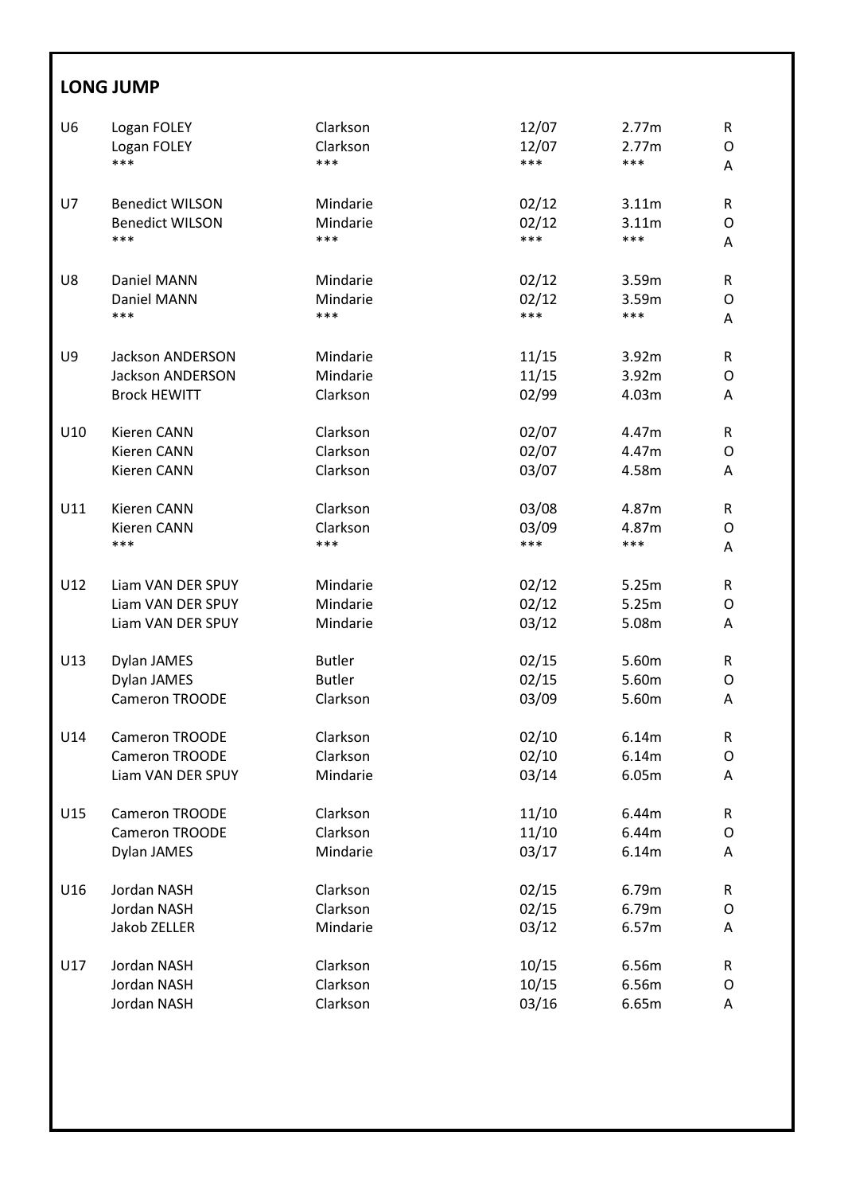## LONG JUMP

| | | | | | |
|---|---|---|---|---|---|
| U6 | Logan FOLEY | Clarkson | 12/07 | 2.77m | R |
| | Logan FOLEY | Clarkson | 12/07 | 2.77m | O |
| | *** | *** | *** | *** | A |
| U7 | Benedict WILSON | Mindarie | 02/12 | 3.11m | R |
| | Benedict WILSON | Mindarie | 02/12 | 3.11m | O |
| | *** | *** | *** | *** | A |
| U8 | Daniel MANN | Mindarie | 02/12 | 3.59m | R |
| | Daniel MANN | Mindarie | 02/12 | 3.59m | O |
| | *** | *** | *** | *** | A |
| U9 | Jackson ANDERSON | Mindarie | 11/15 | 3.92m | R |
| | Jackson ANDERSON | Mindarie | 11/15 | 3.92m | O |
| | Brock HEWITT | Clarkson | 02/99 | 4.03m | A |
| U10 | Kieren CANN | Clarkson | 02/07 | 4.47m | R |
| | Kieren CANN | Clarkson | 02/07 | 4.47m | O |
| | Kieren CANN | Clarkson | 03/07 | 4.58m | A |
| U11 | Kieren CANN | Clarkson | 03/08 | 4.87m | R |
| | Kieren CANN | Clarkson | 03/09 | 4.87m | O |
| | *** | *** | *** | *** | A |
| U12 | Liam VAN DER SPUY | Mindarie | 02/12 | 5.25m | R |
| | Liam VAN DER SPUY | Mindarie | 02/12 | 5.25m | O |
| | Liam VAN DER SPUY | Mindarie | 03/12 | 5.08m | A |
| U13 | Dylan JAMES | Butler | 02/15 | 5.60m | R |
| | Dylan JAMES | Butler | 02/15 | 5.60m | O |
| | Cameron TROODE | Clarkson | 03/09 | 5.60m | A |
| U14 | Cameron TROODE | Clarkson | 02/10 | 6.14m | R |
| | Cameron TROODE | Clarkson | 02/10 | 6.14m | O |
| | Liam VAN DER SPUY | Mindarie | 03/14 | 6.05m | A |
| U15 | Cameron TROODE | Clarkson | 11/10 | 6.44m | R |
| | Cameron TROODE | Clarkson | 11/10 | 6.44m | O |
| | Dylan JAMES | Mindarie | 03/17 | 6.14m | A |
| U16 | Jordan NASH | Clarkson | 02/15 | 6.79m | R |
| | Jordan NASH | Clarkson | 02/15 | 6.79m | O |
| | Jakob ZELLER | Mindarie | 03/12 | 6.57m | A |
| U17 | Jordan NASH | Clarkson | 10/15 | 6.56m | R |
| | Jordan NASH | Clarkson | 10/15 | 6.56m | O |
| | Jordan NASH | Clarkson | 03/16 | 6.65m | A |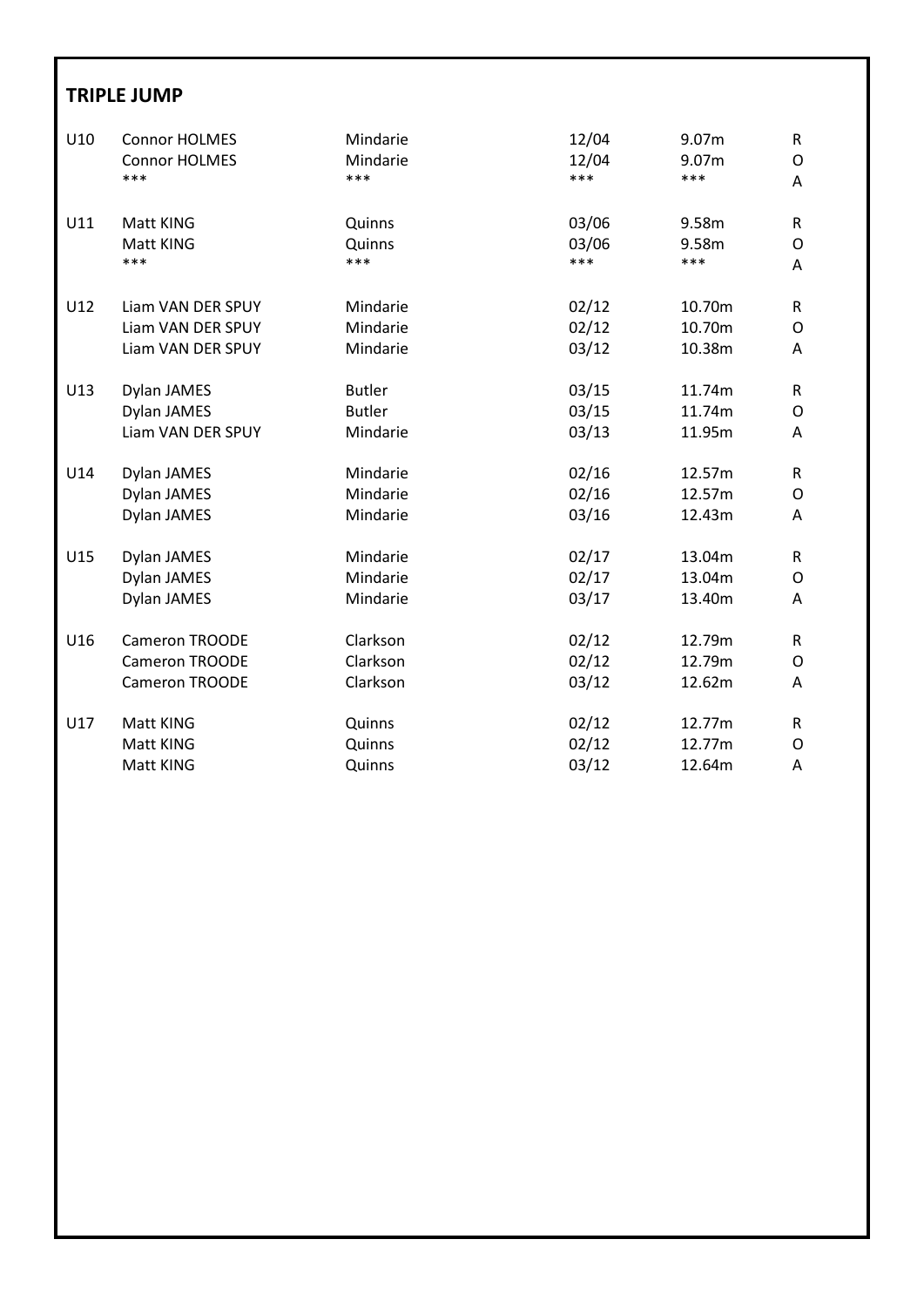## TRIPLE JUMP

| | | | | | |
|---|---|---|---|---|---|
| U10 | Connor HOLMES | Mindarie | 12/04 | 9.07m | R |
| | Connor HOLMES | Mindarie | 12/04 | 9.07m | O |
| | *** | *** | *** | *** | A |
| U11 | Matt KING | Quinns | 03/06 | 9.58m | R |
| | Matt KING | Quinns | 03/06 | 9.58m | O |
| | *** | *** | *** | *** | A |
| U12 | Liam VAN DER SPUY | Mindarie | 02/12 | 10.70m | R |
| | Liam VAN DER SPUY | Mindarie | 02/12 | 10.70m | O |
| | Liam VAN DER SPUY | Mindarie | 03/12 | 10.38m | A |
| U13 | Dylan JAMES | Butler | 03/15 | 11.74m | R |
| | Dylan JAMES | Butler | 03/15 | 11.74m | O |
| | Liam VAN DER SPUY | Mindarie | 03/13 | 11.95m | A |
| U14 | Dylan JAMES | Mindarie | 02/16 | 12.57m | R |
| | Dylan JAMES | Mindarie | 02/16 | 12.57m | O |
| | Dylan JAMES | Mindarie | 03/16 | 12.43m | A |
| U15 | Dylan JAMES | Mindarie | 02/17 | 13.04m | R |
| | Dylan JAMES | Mindarie | 02/17 | 13.04m | O |
| | Dylan JAMES | Mindarie | 03/17 | 13.40m | A |
| U16 | Cameron TROODE | Clarkson | 02/12 | 12.79m | R |
| | Cameron TROODE | Clarkson | 02/12 | 12.79m | O |
| | Cameron TROODE | Clarkson | 03/12 | 12.62m | A |
| U17 | Matt KING | Quinns | 02/12 | 12.77m | R |
| | Matt KING | Quinns | 02/12 | 12.77m | O |
| | Matt KING | Quinns | 03/12 | 12.64m | A |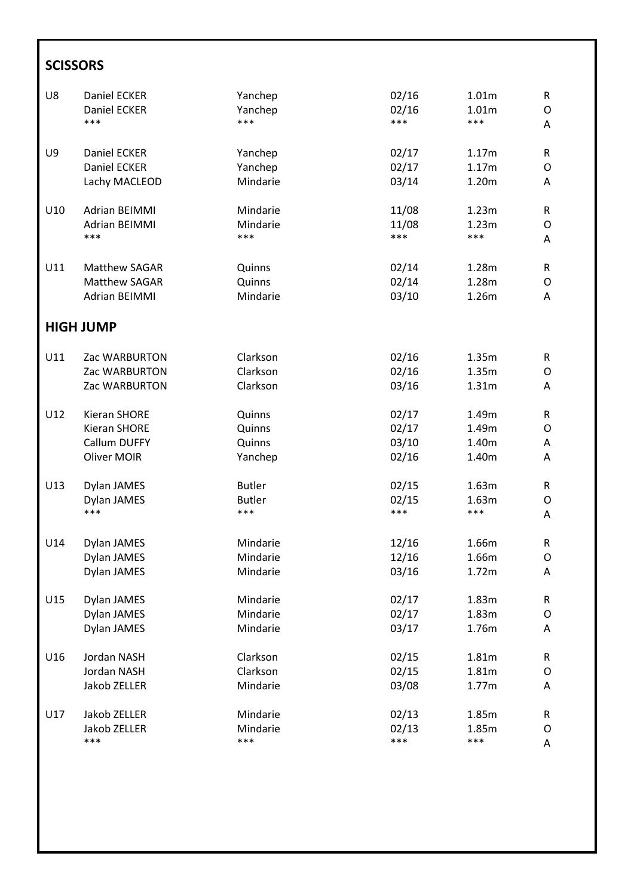## SCISSORS

| | | | | | |
|---|---|---|---|---|---|
| U8 | Daniel ECKER | Yanchep | 02/16 | 1.01m | R |
| | Daniel ECKER | Yanchep | 02/16 | 1.01m | O |
| | *** | *** | *** | *** | A |
| U9 | Daniel ECKER | Yanchep | 02/17 | 1.17m | R |
| | Daniel ECKER | Yanchep | 02/17 | 1.17m | O |
| | Lachy MACLEOD | Mindarie | 03/14 | 1.20m | A |
| U10 | Adrian BEIMMI | Mindarie | 11/08 | 1.23m | R |
| | Adrian BEIMMI | Mindarie | 11/08 | 1.23m | O |
| | *** | *** | *** | *** | A |
| U11 | Matthew SAGAR | Quinns | 02/14 | 1.28m | R |
| | Matthew SAGAR | Quinns | 02/14 | 1.28m | O |
| | Adrian BEIMMI | Mindarie | 03/10 | 1.26m | A |

## HIGH JUMP

| | | | | | |
|---|---|---|---|---|---|
| U11 | Zac WARBURTON | Clarkson | 02/16 | 1.35m | R |
| | Zac WARBURTON | Clarkson | 02/16 | 1.35m | O |
| | Zac WARBURTON | Clarkson | 03/16 | 1.31m | A |
| U12 | Kieran SHORE | Quinns | 02/17 | 1.49m | R |
| | Kieran SHORE | Quinns | 02/17 | 1.49m | O |
| | Callum DUFFY | Quinns | 03/10 | 1.40m | A |
| | Oliver MOIR | Yanchep | 02/16 | 1.40m | A |
| U13 | Dylan JAMES | Butler | 02/15 | 1.63m | R |
| | Dylan JAMES | Butler | 02/15 | 1.63m | O |
| | *** | *** | *** | *** | A |
| U14 | Dylan JAMES | Mindarie | 12/16 | 1.66m | R |
| | Dylan JAMES | Mindarie | 12/16 | 1.66m | O |
| | Dylan JAMES | Mindarie | 03/16 | 1.72m | A |
| U15 | Dylan JAMES | Mindarie | 02/17 | 1.83m | R |
| | Dylan JAMES | Mindarie | 02/17 | 1.83m | O |
| | Dylan JAMES | Mindarie | 03/17 | 1.76m | A |
| U16 | Jordan NASH | Clarkson | 02/15 | 1.81m | R |
| | Jordan NASH | Clarkson | 02/15 | 1.81m | O |
| | Jakob ZELLER | Mindarie | 03/08 | 1.77m | A |
| U17 | Jakob ZELLER | Mindarie | 02/13 | 1.85m | R |
| | Jakob ZELLER | Mindarie | 02/13 | 1.85m | O |
| | *** | *** | *** | *** | A |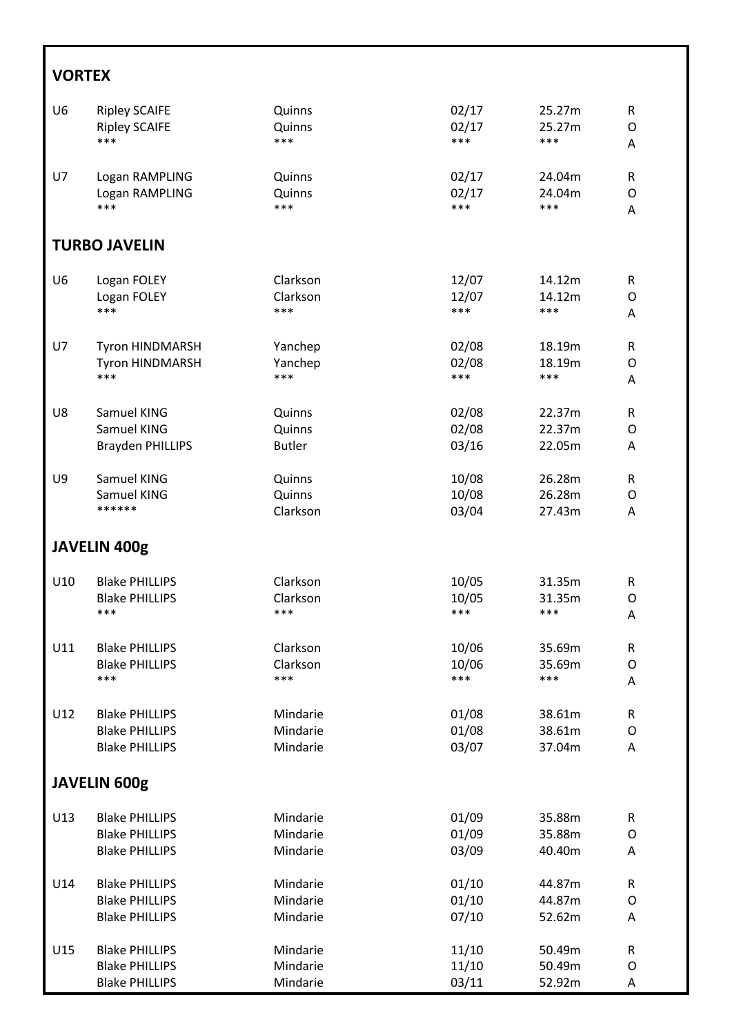## VORTEX

| | | | | | |
|---|---|---|---|---|---|
| U6 | Ripley SCAIFE | Quinns | 02/17 | 25.27m | R |
| | Ripley SCAIFE | Quinns | 02/17 | 25.27m | O |
| | *** | *** | *** | *** | A |
| U7 | Logan RAMPLING | Quinns | 02/17 | 24.04m | R |
| | Logan RAMPLING | Quinns | 02/17 | 24.04m | O |
| | *** | *** | *** | *** | A |

## TURBO JAVELIN

| | | | | | |
|---|---|---|---|---|---|
| U6 | Logan FOLEY | Clarkson | 12/07 | 14.12m | R |
| | Logan FOLEY | Clarkson | 12/07 | 14.12m | O |
| | *** | *** | *** | *** | A |
| U7 | Tyron HINDMARSH | Yanchep | 02/08 | 18.19m | R |
| | Tyron HINDMARSH | Yanchep | 02/08 | 18.19m | O |
| | *** | *** | *** | *** | A |
| U8 | Samuel KING | Quinns | 02/08 | 22.37m | R |
| | Samuel KING | Quinns | 02/08 | 22.37m | O |
| | Brayden PHILLIPS | Butler | 03/16 | 22.05m | A |
| U9 | Samuel KING | Quinns | 10/08 | 26.28m | R |
| | Samuel KING | Quinns | 10/08 | 26.28m | O |
| | ****** | Clarkson | 03/04 | 27.43m | A |

## JAVELIN 400g

| | | | | | |
|---|---|---|---|---|---|
| U10 | Blake PHILLIPS | Clarkson | 10/05 | 31.35m | R |
| | Blake PHILLIPS | Clarkson | 10/05 | 31.35m | O |
| | *** | *** | *** | *** | A |
| U11 | Blake PHILLIPS | Clarkson | 10/06 | 35.69m | R |
| | Blake PHILLIPS | Clarkson | 10/06 | 35.69m | O |
| | *** | *** | *** | *** | A |
| U12 | Blake PHILLIPS | Mindarie | 01/08 | 38.61m | R |
| | Blake PHILLIPS | Mindarie | 01/08 | 38.61m | O |
| | Blake PHILLIPS | Mindarie | 03/07 | 37.04m | A |

## JAVELIN 600g

| | | | | | |
|---|---|---|---|---|---|
| U13 | Blake PHILLIPS | Mindarie | 01/09 | 35.88m | R |
| | Blake PHILLIPS | Mindarie | 01/09 | 35.88m | O |
| | Blake PHILLIPS | Mindarie | 03/09 | 40.40m | A |
| U14 | Blake PHILLIPS | Mindarie | 01/10 | 44.87m | R |
| | Blake PHILLIPS | Mindarie | 01/10 | 44.87m | O |
| | Blake PHILLIPS | Mindarie | 07/10 | 52.62m | A |
| U15 | Blake PHILLIPS | Mindarie | 11/10 | 50.49m | R |
| | Blake PHILLIPS | Mindarie | 11/10 | 50.49m | O |
| | Blake PHILLIPS | Mindarie | 03/11 | 52.92m | A |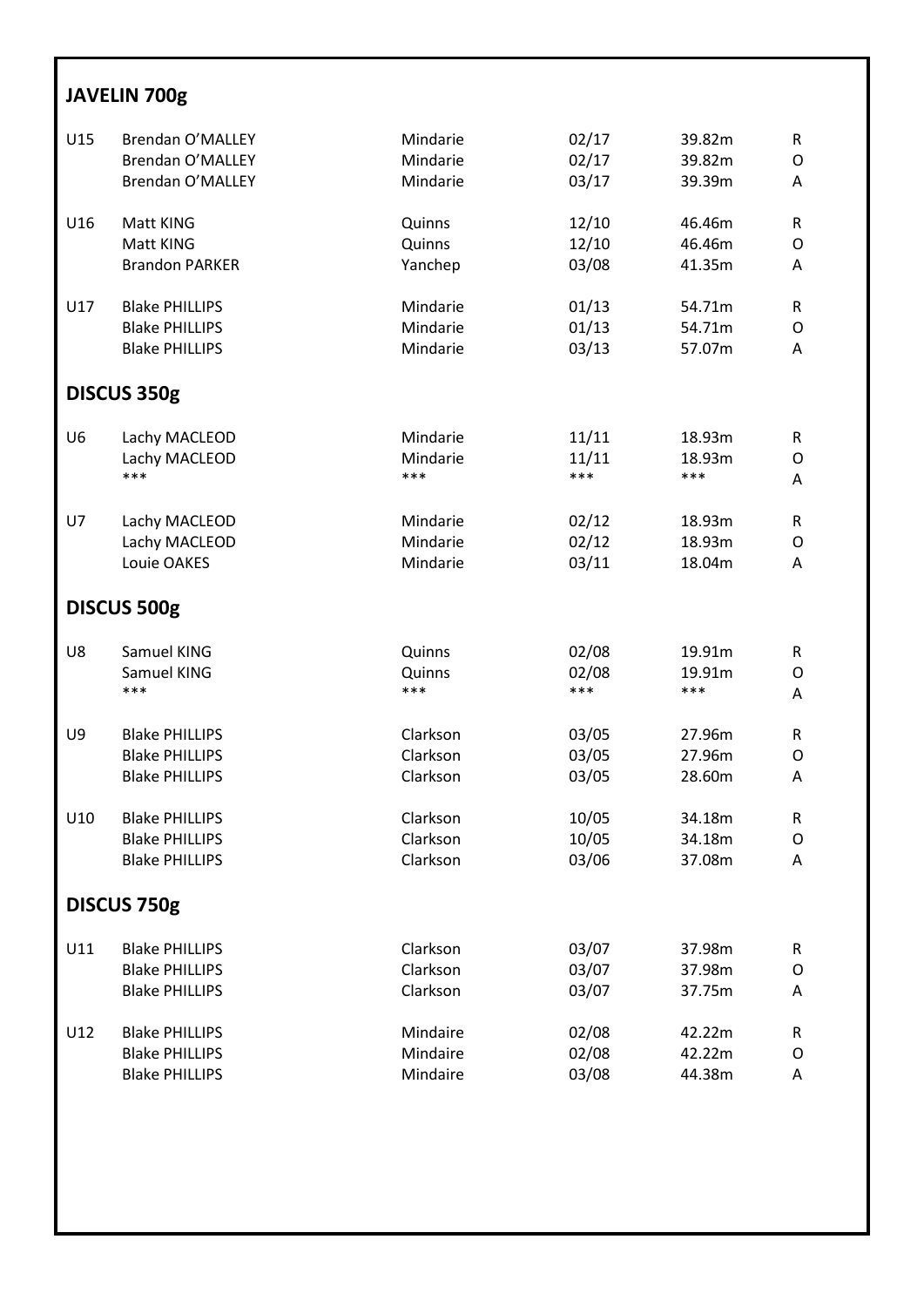## JAVELIN 700g

| | | | | | |
|---|---|---|---|---|---|
| U15 | Brendan O'MALLEY | Mindarie | 02/17 | 39.82m | R |
| | Brendan O'MALLEY | Mindarie | 02/17 | 39.82m | O |
| | Brendan O'MALLEY | Mindarie | 03/17 | 39.39m | A |
| U16 | Matt KING | Quinns | 12/10 | 46.46m | R |
| | Matt KING | Quinns | 12/10 | 46.46m | O |
| | Brandon PARKER | Yanchep | 03/08 | 41.35m | A |
| U17 | Blake PHILLIPS | Mindarie | 01/13 | 54.71m | R |
| | Blake PHILLIPS | Mindarie | 01/13 | 54.71m | O |
| | Blake PHILLIPS | Mindarie | 03/13 | 57.07m | A |

## DISCUS 350g

| | | | | | |
|---|---|---|---|---|---|
| U6 | Lachy MACLEOD | Mindarie | 11/11 | 18.93m | R |
| | Lachy MACLEOD | Mindarie | 11/11 | 18.93m | O |
| | *** | *** | *** | *** | A |
| U7 | Lachy MACLEOD | Mindarie | 02/12 | 18.93m | R |
| | Lachy MACLEOD | Mindarie | 02/12 | 18.93m | O |
| | Louie OAKES | Mindarie | 03/11 | 18.04m | A |

## DISCUS 500g

| | | | | | |
|---|---|---|---|---|---|
| U8 | Samuel KING | Quinns | 02/08 | 19.91m | R |
| | Samuel KING | Quinns | 02/08 | 19.91m | O |
| | *** | *** | *** | *** | A |
| U9 | Blake PHILLIPS | Clarkson | 03/05 | 27.96m | R |
| | Blake PHILLIPS | Clarkson | 03/05 | 27.96m | O |
| | Blake PHILLIPS | Clarkson | 03/05 | 28.60m | A |
| U10 | Blake PHILLIPS | Clarkson | 10/05 | 34.18m | R |
| | Blake PHILLIPS | Clarkson | 10/05 | 34.18m | O |
| | Blake PHILLIPS | Clarkson | 03/06 | 37.08m | A |

## DISCUS 750g

| | | | | | |
|---|---|---|---|---|---|
| U11 | Blake PHILLIPS | Clarkson | 03/07 | 37.98m | R |
| | Blake PHILLIPS | Clarkson | 03/07 | 37.98m | O |
| | Blake PHILLIPS | Clarkson | 03/07 | 37.75m | A |
| U12 | Blake PHILLIPS | Mindaire | 02/08 | 42.22m | R |
| | Blake PHILLIPS | Mindaire | 02/08 | 42.22m | O |
| | Blake PHILLIPS | Mindaire | 03/08 | 44.38m | A |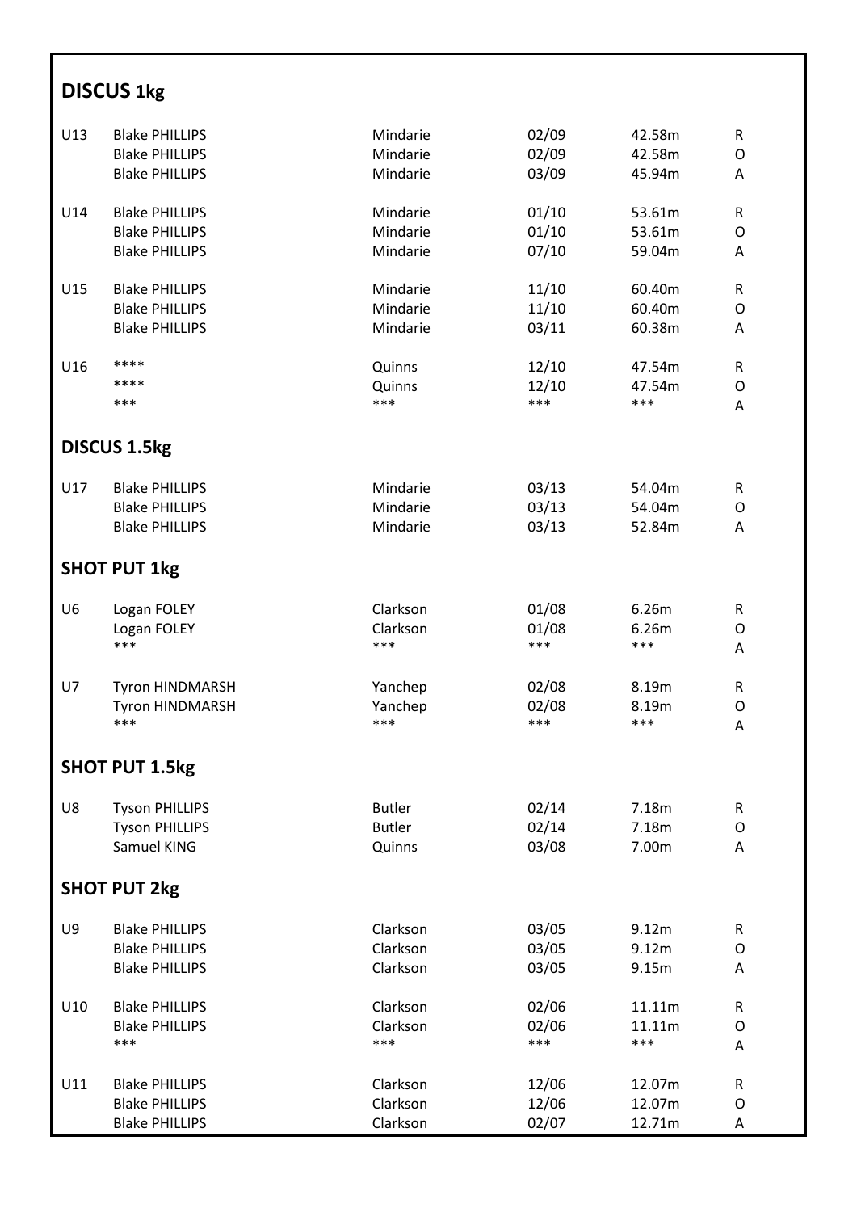## DISCUS 1kg

| | | | | | |
|---|---|---|---|---|---|
| U13 | Blake PHILLIPS | Mindarie | 02/09 | 42.58m | R |
| | Blake PHILLIPS | Mindarie | 02/09 | 42.58m | O |
| | Blake PHILLIPS | Mindarie | 03/09 | 45.94m | A |
| U14 | Blake PHILLIPS | Mindarie | 01/10 | 53.61m | R |
| | Blake PHILLIPS | Mindarie | 01/10 | 53.61m | O |
| | Blake PHILLIPS | Mindarie | 07/10 | 59.04m | A |
| U15 | Blake PHILLIPS | Mindarie | 11/10 | 60.40m | R |
| | Blake PHILLIPS | Mindarie | 11/10 | 60.40m | O |
| | Blake PHILLIPS | Mindarie | 03/11 | 60.38m | A |
| U16 | **** | Quinns | 12/10 | 47.54m | R |
| | **** | Quinns | 12/10 | 47.54m | O |
| | *** | *** | *** | *** | A |

## DISCUS 1.5kg

| | | | | | |
|---|---|---|---|---|---|
| U17 | Blake PHILLIPS | Mindarie | 03/13 | 54.04m | R |
| | Blake PHILLIPS | Mindarie | 03/13 | 54.04m | O |
| | Blake PHILLIPS | Mindarie | 03/13 | 52.84m | A |

## SHOT PUT 1kg

| | | | | | |
|---|---|---|---|---|---|
| U6 | Logan FOLEY | Clarkson | 01/08 | 6.26m | R |
| | Logan FOLEY | Clarkson | 01/08 | 6.26m | O |
| | *** | *** | *** | *** | A |
| U7 | Tyron HINDMARSH | Yanchep | 02/08 | 8.19m | R |
| | Tyron HINDMARSH | Yanchep | 02/08 | 8.19m | O |
| | *** | *** | *** | *** | A |

## SHOT PUT 1.5kg

| | | | | | |
|---|---|---|---|---|---|
| U8 | Tyson PHILLIPS | Butler | 02/14 | 7.18m | R |
| | Tyson PHILLIPS | Butler | 02/14 | 7.18m | O |
| | Samuel KING | Quinns | 03/08 | 7.00m | A |

## SHOT PUT 2kg

| | | | | | |
|---|---|---|---|---|---|
| U9 | Blake PHILLIPS | Clarkson | 03/05 | 9.12m | R |
| | Blake PHILLIPS | Clarkson | 03/05 | 9.12m | O |
| | Blake PHILLIPS | Clarkson | 03/05 | 9.15m | A |
| U10 | Blake PHILLIPS | Clarkson | 02/06 | 11.11m | R |
| | Blake PHILLIPS | Clarkson | 02/06 | 11.11m | O |
| | *** | *** | *** | *** | A |
| U11 | Blake PHILLIPS | Clarkson | 12/06 | 12.07m | R |
| | Blake PHILLIPS | Clarkson | 12/06 | 12.07m | O |
| | Blake PHILLIPS | Clarkson | 02/07 | 12.71m | A |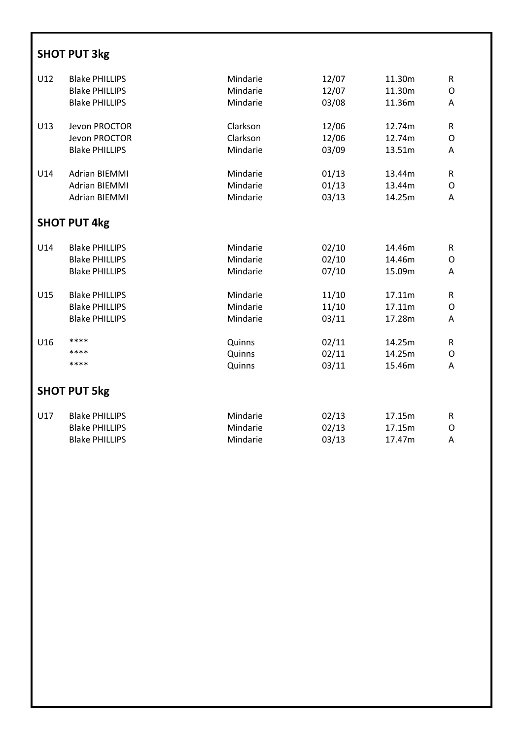## SHOT PUT 3kg

| | | | | | |
|---|---|---|---|---|---|
| U12 | Blake PHILLIPS | Mindarie | 12/07 | 11.30m | R |
| | Blake PHILLIPS | Mindarie | 12/07 | 11.30m | O |
| | Blake PHILLIPS | Mindarie | 03/08 | 11.36m | A |
| U13 | Jevon PROCTOR | Clarkson | 12/06 | 12.74m | R |
| | Jevon PROCTOR | Clarkson | 12/06 | 12.74m | O |
| | Blake PHILLIPS | Mindarie | 03/09 | 13.51m | A |
| U14 | Adrian BIEMMI | Mindarie | 01/13 | 13.44m | R |
| | Adrian BIEMMI | Mindarie | 01/13 | 13.44m | O |
| | Adrian BIEMMI | Mindarie | 03/13 | 14.25m | A |

## SHOT PUT 4kg

| | | | | | |
|---|---|---|---|---|---|
| U14 | Blake PHILLIPS | Mindarie | 02/10 | 14.46m | R |
| | Blake PHILLIPS | Mindarie | 02/10 | 14.46m | O |
| | Blake PHILLIPS | Mindarie | 07/10 | 15.09m | A |
| U15 | Blake PHILLIPS | Mindarie | 11/10 | 17.11m | R |
| | Blake PHILLIPS | Mindarie | 11/10 | 17.11m | O |
| | Blake PHILLIPS | Mindarie | 03/11 | 17.28m | A |
| U16 | **** | Quinns | 02/11 | 14.25m | R |
| | **** | Quinns | 02/11 | 14.25m | O |
| | **** | Quinns | 03/11 | 15.46m | A |

## SHOT PUT 5kg

| | | | | | |
|---|---|---|---|---|---|
| U17 | Blake PHILLIPS | Mindarie | 02/13 | 17.15m | R |
| | Blake PHILLIPS | Mindarie | 02/13 | 17.15m | O |
| | Blake PHILLIPS | Mindarie | 03/13 | 17.47m | A |